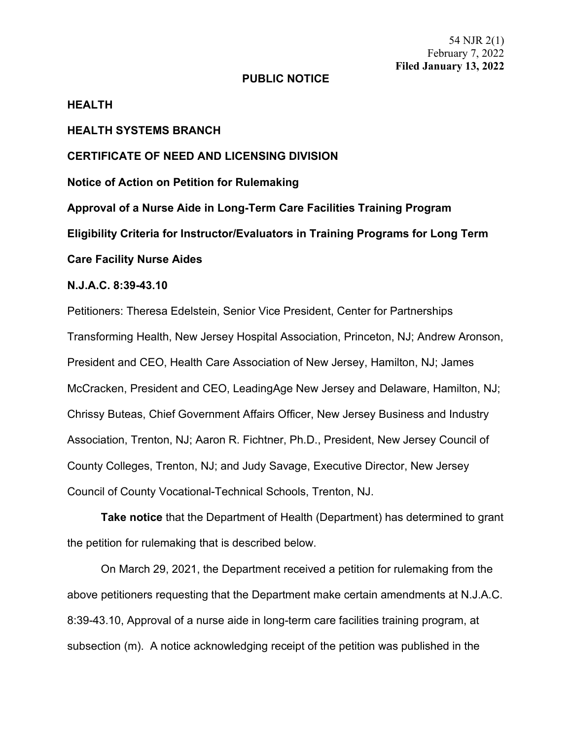54 NJR 2(1)
February 7, 2022
**Filed January 13, 2022**

**PUBLIC NOTICE**

**HEALTH**

**HEALTH SYSTEMS BRANCH**

**CERTIFICATE OF NEED AND LICENSING DIVISION**

**Notice of Action on Petition for Rulemaking**

**Approval of a Nurse Aide in Long-Term Care Facilities Training Program**

**Eligibility Criteria for Instructor/Evaluators in Training Programs for Long Term Care Facility Nurse Aides**

**N.J.A.C. 8:39-43.10**

Petitioners: Theresa Edelstein, Senior Vice President, Center for Partnerships Transforming Health, New Jersey Hospital Association, Princeton, NJ; Andrew Aronson, President and CEO, Health Care Association of New Jersey, Hamilton, NJ; James McCracken, President and CEO, LeadingAge New Jersey and Delaware, Hamilton, NJ; Chrissy Buteas, Chief Government Affairs Officer, New Jersey Business and Industry Association, Trenton, NJ; Aaron R. Fichtner, Ph.D., President, New Jersey Council of County Colleges, Trenton, NJ; and Judy Savage, Executive Director, New Jersey Council of County Vocational-Technical Schools, Trenton, NJ.

**Take notice** that the Department of Health (Department) has determined to grant the petition for rulemaking that is described below.

On March 29, 2021, the Department received a petition for rulemaking from the above petitioners requesting that the Department make certain amendments at N.J.A.C. 8:39-43.10, Approval of a nurse aide in long-term care facilities training program, at subsection (m). A notice acknowledging receipt of the petition was published in the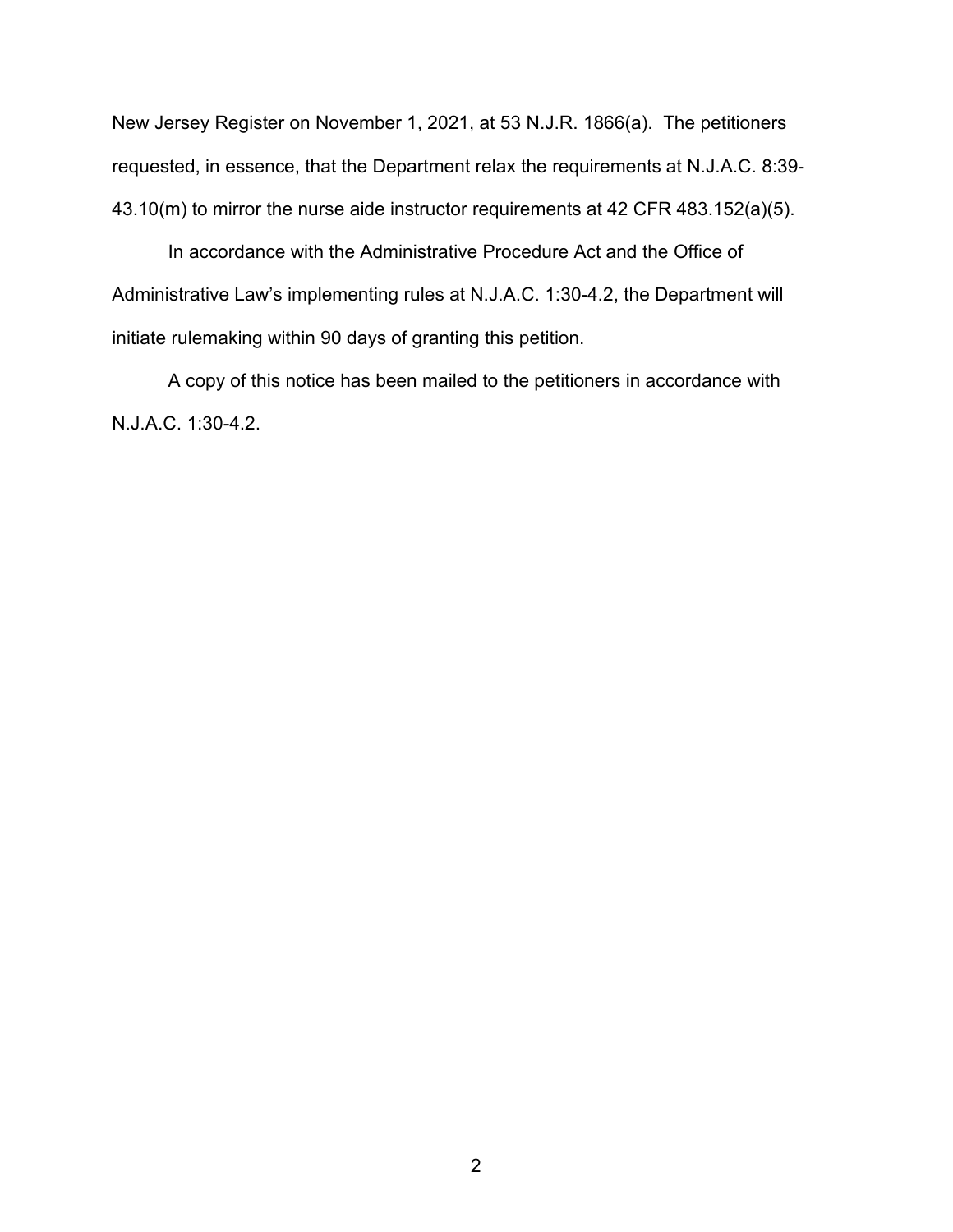New Jersey Register on November 1, 2021, at 53 N.J.R. 1866(a). The petitioners requested, in essence, that the Department relax the requirements at N.J.A.C. 8:39-43.10(m) to mirror the nurse aide instructor requirements at 42 CFR 483.152(a)(5).

In accordance with the Administrative Procedure Act and the Office of Administrative Law's implementing rules at N.J.A.C. 1:30-4.2, the Department will initiate rulemaking within 90 days of granting this petition.

A copy of this notice has been mailed to the petitioners in accordance with N.J.A.C. 1:30-4.2.